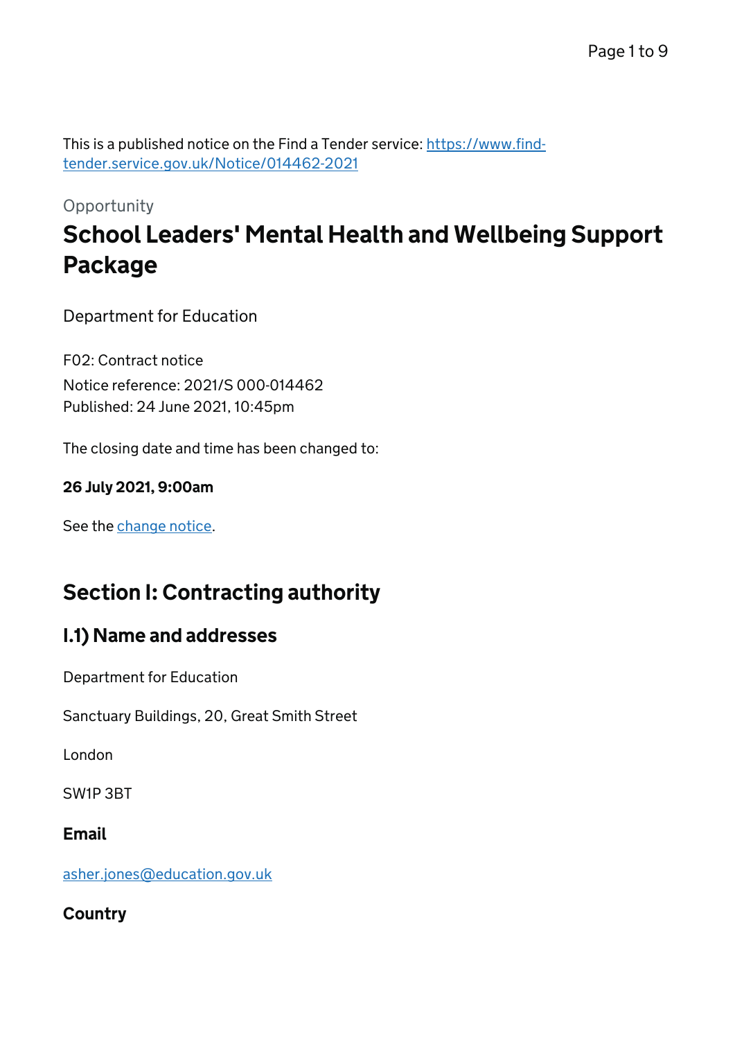This is a published notice on the Find a Tender service: [https://www.find-tender.service.gov.uk/Notice/014462-2021](https://www.find-tender.service.gov.uk/Notice/014462-2021)

Opportunity

# School Leaders' Mental Health and Wellbeing Support Package

Department for Education

F02: Contract notice

Notice reference: 2021/S 000-014462

Published: 24 June 2021, 10:45pm

The closing date and time has been changed to:

**26 July 2021, 9:00am**

See the [change notice](change notice).

## Section I: Contracting authority

### I.1) Name and addresses

Department for Education

Sanctuary Buildings, 20, Great Smith Street

London

SW1P 3BT

**Email**

[asher.jones@education.gov.uk](mailto:asher.jones@education.gov.uk)

**Country**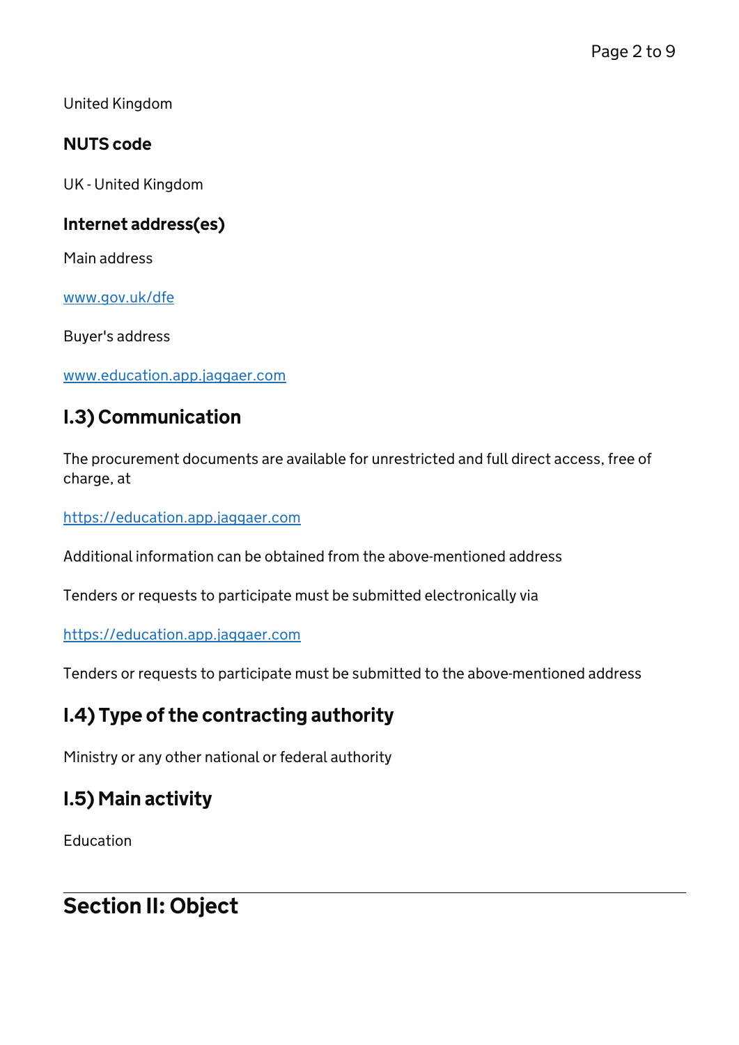United Kingdom

### NUTS code

UK - United Kingdom

### Internet address(es)

Main address

[www.gov.uk/dfe](www.gov.uk/dfe)

Buyer's address

[www.education.app.jaggaer.com](www.education.app.jaggaer.com)

## I.3) Communication

The procurement documents are available for unrestricted and full direct access, free of charge, at

[https://education.app.jaggaer.com](https://education.app.jaggaer.com)

Additional information can be obtained from the above-mentioned address

Tenders or requests to participate must be submitted electronically via

[https://education.app.jaggaer.com](https://education.app.jaggaer.com)

Tenders or requests to participate must be submitted to the above-mentioned address

## I.4) Type of the contracting authority

Ministry or any other national or federal authority

## I.5) Main activity

Education

# Section II: Object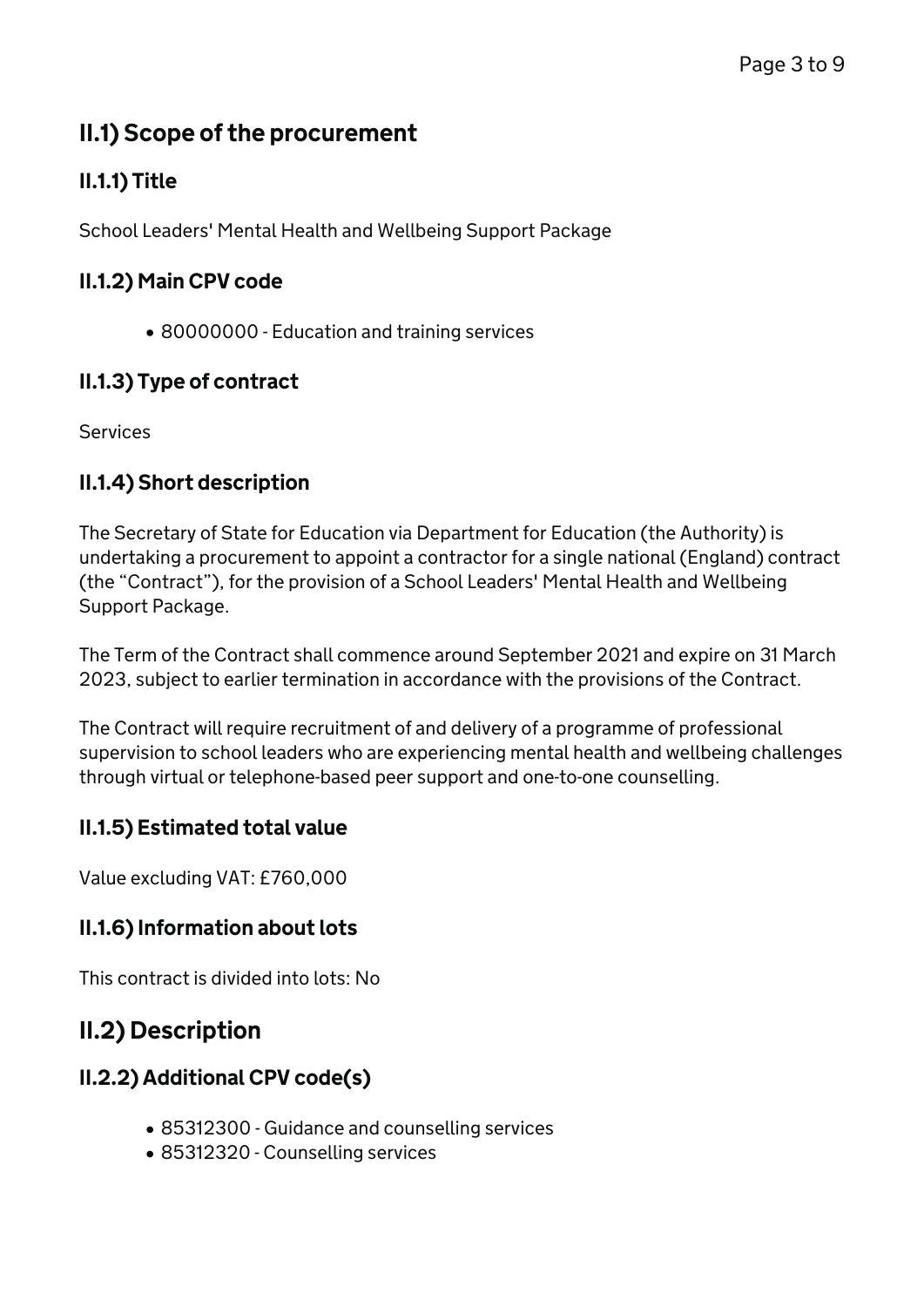## II.1) Scope of the procurement

### II.1.1) Title

School Leaders' Mental Health and Wellbeing Support Package

### II.1.2) Main CPV code

- 80000000 - Education and training services

### II.1.3) Type of contract

Services

### II.1.4) Short description

The Secretary of State for Education via Department for Education (the Authority) is undertaking a procurement to appoint a contractor for a single national (England) contract (the "Contract"), for the provision of a School Leaders' Mental Health and Wellbeing Support Package.

The Term of the Contract shall commence around September 2021 and expire on 31 March 2023, subject to earlier termination in accordance with the provisions of the Contract.

The Contract will require recruitment of and delivery of a programme of professional supervision to school leaders who are experiencing mental health and wellbeing challenges through virtual or telephone-based peer support and one-to-one counselling.

### II.1.5) Estimated total value

Value excluding VAT: £760,000

### II.1.6) Information about lots

This contract is divided into lots: No

## II.2) Description

### II.2.2) Additional CPV code(s)

- 85312300 - Guidance and counselling services
- 85312320 - Counselling services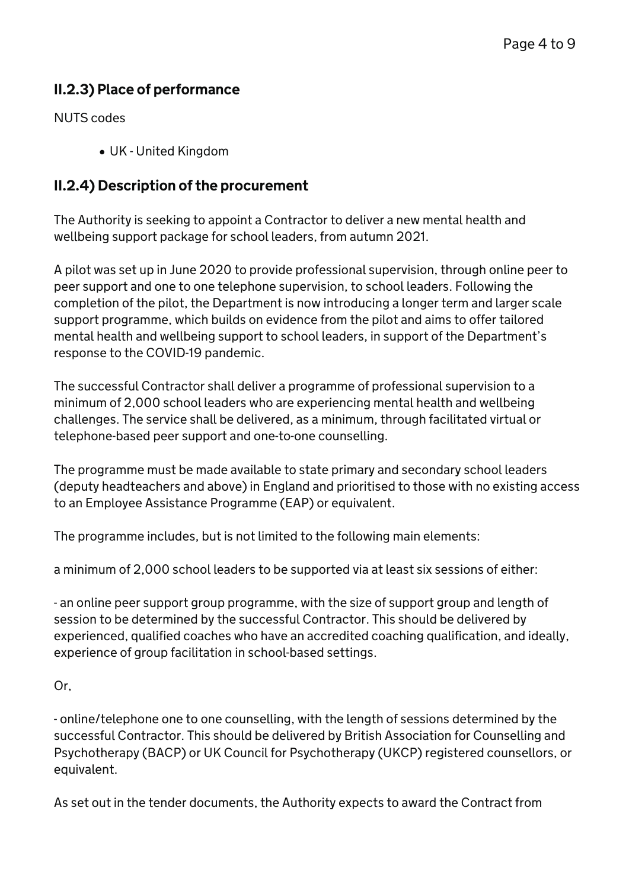## II.2.3) Place of performance

NUTS codes

- UK - United Kingdom

## II.2.4) Description of the procurement

The Authority is seeking to appoint a Contractor to deliver a new mental health and wellbeing support package for school leaders, from autumn 2021.

A pilot was set up in June 2020 to provide professional supervision, through online peer to peer support and one to one telephone supervision, to school leaders. Following the completion of the pilot, the Department is now introducing a longer term and larger scale support programme, which builds on evidence from the pilot and aims to offer tailored mental health and wellbeing support to school leaders, in support of the Department's response to the COVID-19 pandemic.

The successful Contractor shall deliver a programme of professional supervision to a minimum of 2,000 school leaders who are experiencing mental health and wellbeing challenges. The service shall be delivered, as a minimum, through facilitated virtual or telephone-based peer support and one-to-one counselling.

The programme must be made available to state primary and secondary school leaders (deputy headteachers and above) in England and prioritised to those with no existing access to an Employee Assistance Programme (EAP) or equivalent.

The programme includes, but is not limited to the following main elements:

a minimum of 2,000 school leaders to be supported via at least six sessions of either:

- an online peer support group programme, with the size of support group and length of session to be determined by the successful Contractor. This should be delivered by experienced, qualified coaches who have an accredited coaching qualification, and ideally, experience of group facilitation in school-based settings.

Or,

- online/telephone one to one counselling, with the length of sessions determined by the successful Contractor. This should be delivered by British Association for Counselling and Psychotherapy (BACP) or UK Council for Psychotherapy (UKCP) registered counsellors, or equivalent.

As set out in the tender documents, the Authority expects to award the Contract from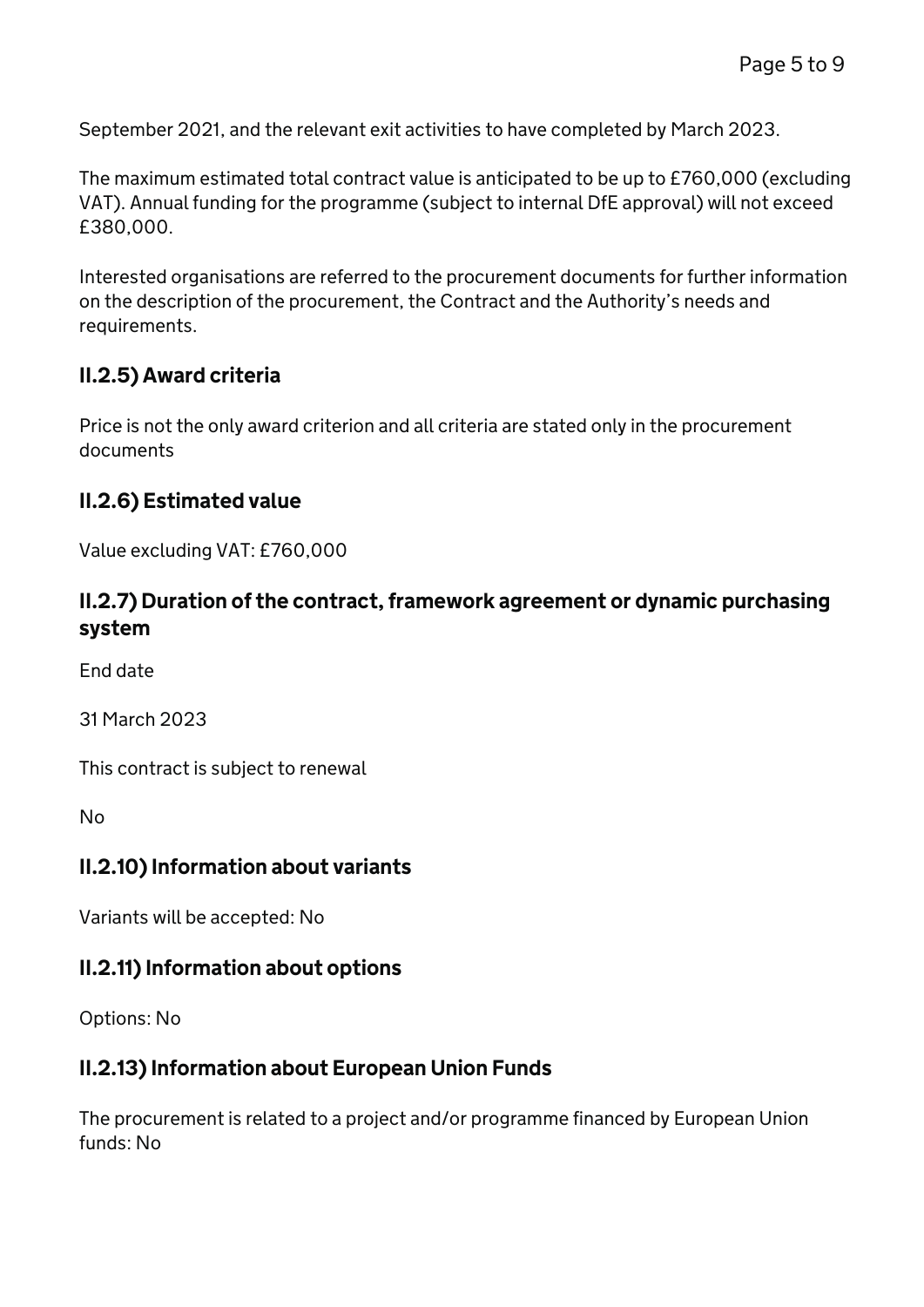September 2021, and the relevant exit activities to have completed by March 2023.

The maximum estimated total contract value is anticipated to be up to £760,000 (excluding VAT). Annual funding for the programme (subject to internal DfE approval) will not exceed £380,000.

Interested organisations are referred to the procurement documents for further information on the description of the procurement, the Contract and the Authority's needs and requirements.

### II.2.5) Award criteria

Price is not the only award criterion and all criteria are stated only in the procurement documents

### II.2.6) Estimated value

Value excluding VAT: £760,000

### II.2.7) Duration of the contract, framework agreement or dynamic purchasing system

End date

31 March 2023

This contract is subject to renewal

No

### II.2.10) Information about variants

Variants will be accepted: No

### II.2.11) Information about options

Options: No

### II.2.13) Information about European Union Funds

The procurement is related to a project and/or programme financed by European Union funds: No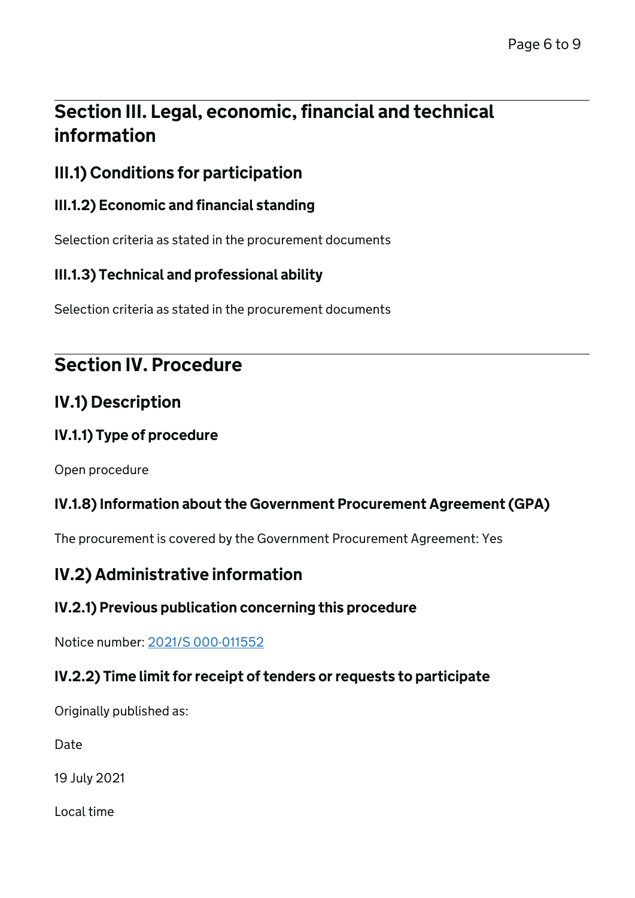## Section III. Legal, economic, financial and technical information

### III.1) Conditions for participation

#### III.1.2) Economic and financial standing

Selection criteria as stated in the procurement documents

#### III.1.3) Technical and professional ability

Selection criteria as stated in the procurement documents

## Section IV. Procedure

### IV.1) Description

#### IV.1.1) Type of procedure

Open procedure

#### IV.1.8) Information about the Government Procurement Agreement (GPA)

The procurement is covered by the Government Procurement Agreement: Yes

### IV.2) Administrative information

#### IV.2.1) Previous publication concerning this procedure

Notice number: 2021/S 000-011552

#### IV.2.2) Time limit for receipt of tenders or requests to participate

Originally published as:

Date

19 July 2021

Local time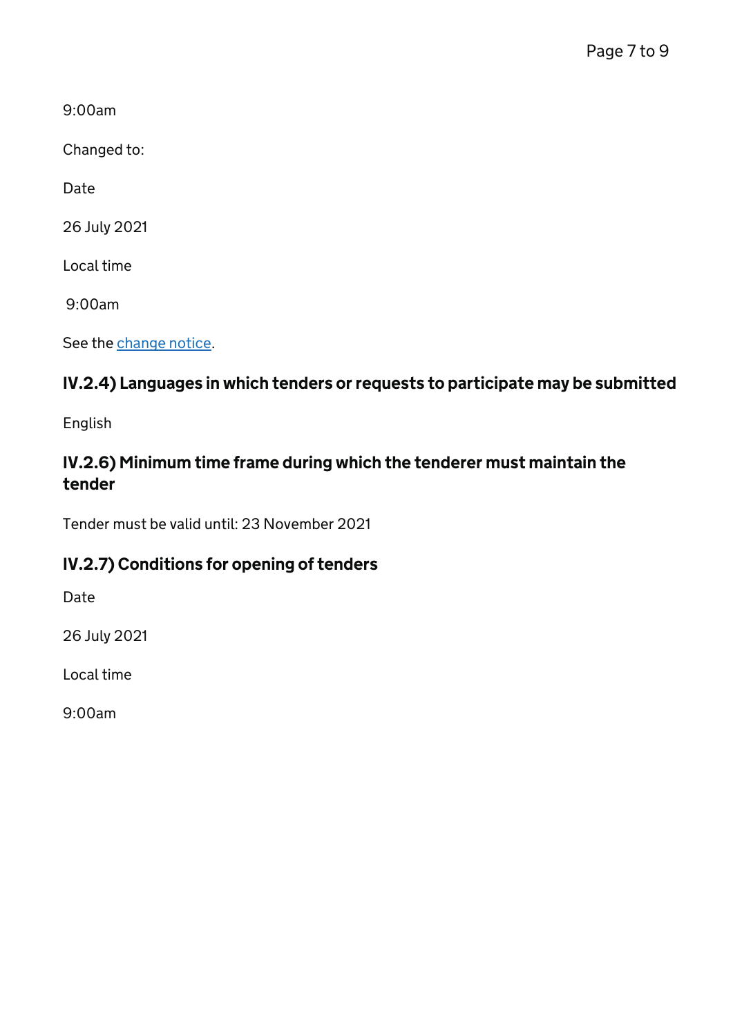9:00am

Changed to:

Date

26 July 2021

Local time

9:00am

See the change notice.

### IV.2.4) Languages in which tenders or requests to participate may be submitted

English

### IV.2.6) Minimum time frame during which the tenderer must maintain the tender

Tender must be valid until: 23 November 2021

### IV.2.7) Conditions for opening of tenders

Date

26 July 2021

Local time

9:00am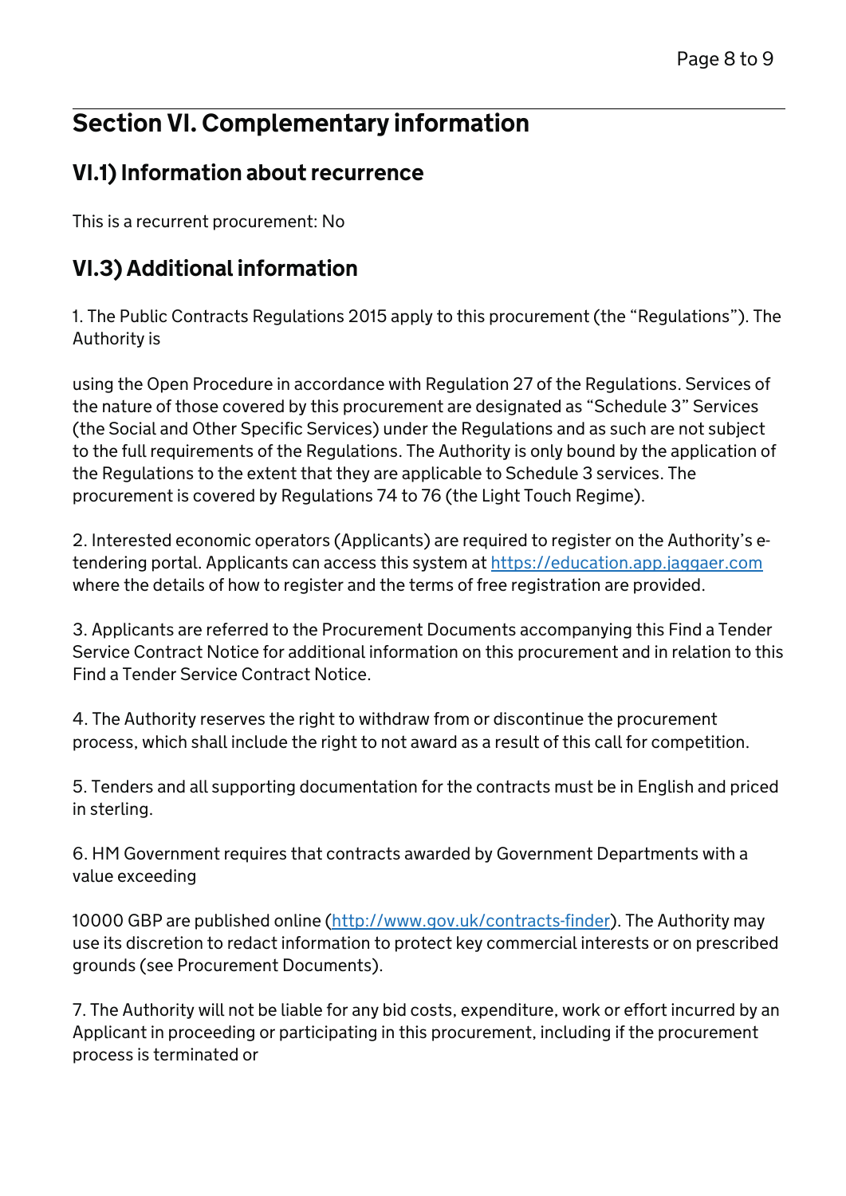## Section VI. Complementary information

### VI.1) Information about recurrence

This is a recurrent procurement: No

### VI.3) Additional information

1. The Public Contracts Regulations 2015 apply to this procurement (the “Regulations”). The Authority is

using the Open Procedure in accordance with Regulation 27 of the Regulations. Services of the nature of those covered by this procurement are designated as “Schedule 3” Services (the Social and Other Specific Services) under the Regulations and as such are not subject to the full requirements of the Regulations. The Authority is only bound by the application of the Regulations to the extent that they are applicable to Schedule 3 services. The procurement is covered by Regulations 74 to 76 (the Light Touch Regime).

2. Interested economic operators (Applicants) are required to register on the Authority’s e-tendering portal. Applicants can access this system at https://education.app.jaggaer.com where the details of how to register and the terms of free registration are provided.

3. Applicants are referred to the Procurement Documents accompanying this Find a Tender Service Contract Notice for additional information on this procurement and in relation to this Find a Tender Service Contract Notice.

4. The Authority reserves the right to withdraw from or discontinue the procurement process, which shall include the right to not award as a result of this call for competition.

5. Tenders and all supporting documentation for the contracts must be in English and priced in sterling.

6. HM Government requires that contracts awarded by Government Departments with a value exceeding

10000 GBP are published online (http://www.gov.uk/contracts-finder). The Authority may use its discretion to redact information to protect key commercial interests or on prescribed grounds (see Procurement Documents).

7. The Authority will not be liable for any bid costs, expenditure, work or effort incurred by an Applicant in proceeding or participating in this procurement, including if the procurement process is terminated or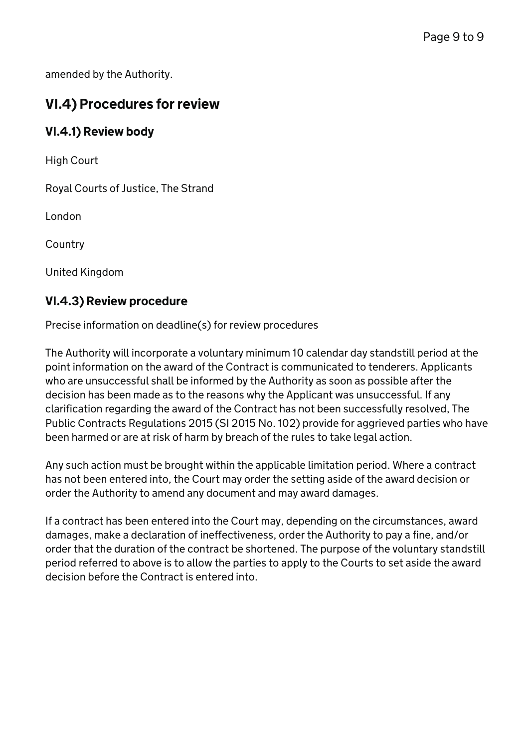amended by the Authority.

## VI.4) Procedures for review

### VI.4.1) Review body

High Court

Royal Courts of Justice, The Strand

London

Country

United Kingdom

### VI.4.3) Review procedure

Precise information on deadline(s) for review procedures

The Authority will incorporate a voluntary minimum 10 calendar day standstill period at the point information on the award of the Contract is communicated to tenderers. Applicants who are unsuccessful shall be informed by the Authority as soon as possible after the decision has been made as to the reasons why the Applicant was unsuccessful. If any clarification regarding the award of the Contract has not been successfully resolved, The Public Contracts Regulations 2015 (SI 2015 No. 102) provide for aggrieved parties who have been harmed or are at risk of harm by breach of the rules to take legal action.

Any such action must be brought within the applicable limitation period. Where a contract has not been entered into, the Court may order the setting aside of the award decision or order the Authority to amend any document and may award damages.

If a contract has been entered into the Court may, depending on the circumstances, award damages, make a declaration of ineffectiveness, order the Authority to pay a fine, and/or order that the duration of the contract be shortened. The purpose of the voluntary standstill period referred to above is to allow the parties to apply to the Courts to set aside the award decision before the Contract is entered into.